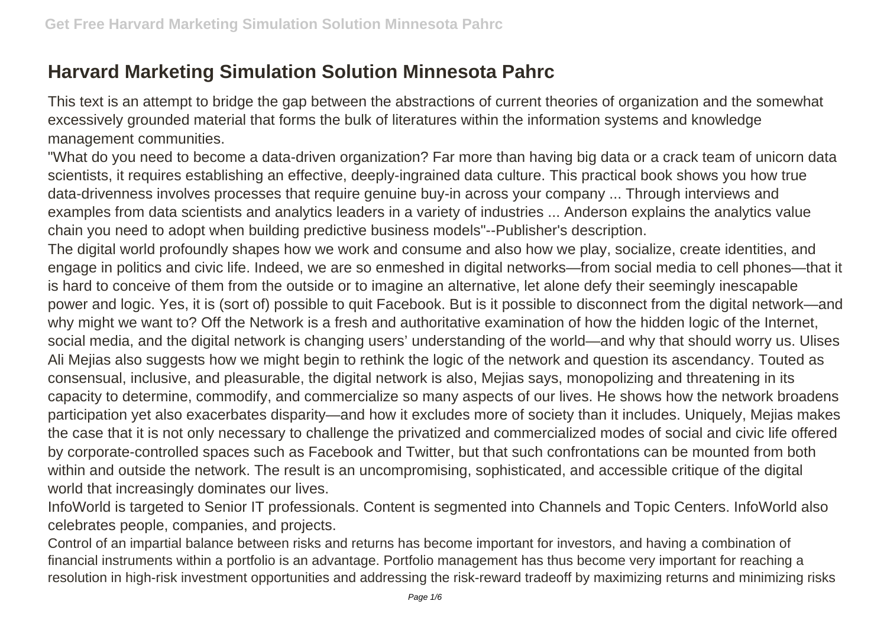# Harvard Marketing Simulation Solution Minnesota Pahrc

This text is an attempt to bridge the gap between the abstractions of current theories of organization and the somewhat excessively grounded material that forms the bulk of literatures within the information systems and knowledge management communities.

"What do you need to become a data-driven organization? Far more than having big data or a crack team of unicorn data scientists, it requires establishing an effective, deeply-ingrained data culture. This practical book shows you how true data-drivenness involves processes that require genuine buy-in across your company ... Through interviews and examples from data scientists and analytics leaders in a variety of industries ... Anderson explains the analytics value chain you need to adopt when building predictive business models"--Publisher's description.

The digital world profoundly shapes how we work and consume and also how we play, socialize, create identities, and engage in politics and civic life. Indeed, we are so enmeshed in digital networks—from social media to cell phones—that it is hard to conceive of them from the outside or to imagine an alternative, let alone defy their seemingly inescapable power and logic. Yes, it is (sort of) possible to quit Facebook. But is it possible to disconnect from the digital network—and why might we want to? Off the Network is a fresh and authoritative examination of how the hidden logic of the Internet, social media, and the digital network is changing users' understanding of the world—and why that should worry us. Ulises Ali Mejias also suggests how we might begin to rethink the logic of the network and question its ascendancy. Touted as consensual, inclusive, and pleasurable, the digital network is also, Mejias says, monopolizing and threatening in its capacity to determine, commodify, and commercialize so many aspects of our lives. He shows how the network broadens participation yet also exacerbates disparity—and how it excludes more of society than it includes. Uniquely, Mejias makes the case that it is not only necessary to challenge the privatized and commercialized modes of social and civic life offered by corporate-controlled spaces such as Facebook and Twitter, but that such confrontations can be mounted from both within and outside the network. The result is an uncompromising, sophisticated, and accessible critique of the digital world that increasingly dominates our lives.

InfoWorld is targeted to Senior IT professionals. Content is segmented into Channels and Topic Centers. InfoWorld also celebrates people, companies, and projects.

Control of an impartial balance between risks and returns has become important for investors, and having a combination of financial instruments within a portfolio is an advantage. Portfolio management has thus become very important for reaching a resolution in high-risk investment opportunities and addressing the risk-reward tradeoff by maximizing returns and minimizing risks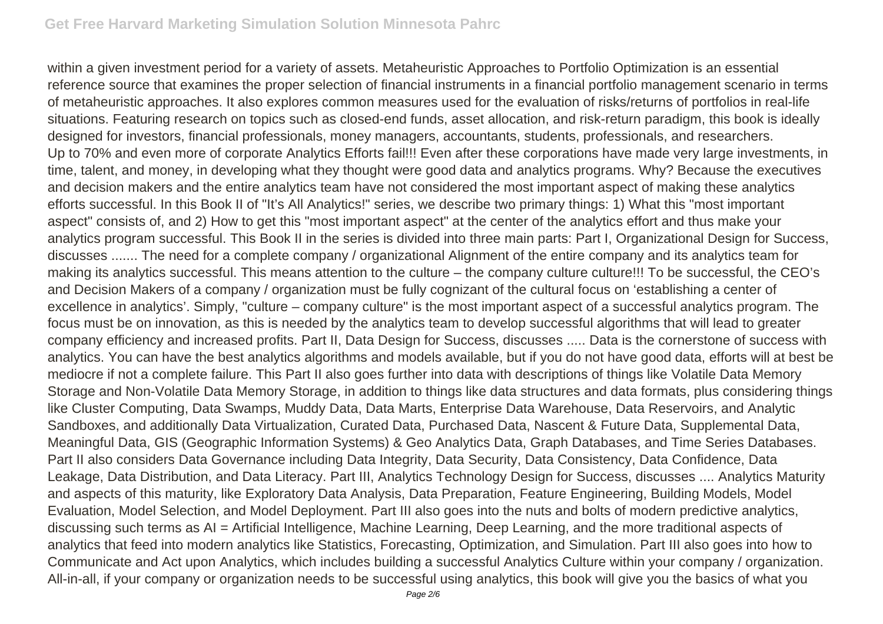within a given investment period for a variety of assets. Metaheuristic Approaches to Portfolio Optimization is an essential reference source that examines the proper selection of financial instruments in a financial portfolio management scenario in terms of metaheuristic approaches. It also explores common measures used for the evaluation of risks/returns of portfolios in real-life situations. Featuring research on topics such as closed-end funds, asset allocation, and risk-return paradigm, this book is ideally designed for investors, financial professionals, money managers, accountants, students, professionals, and researchers.

Up to 70% and even more of corporate Analytics Efforts fail!!! Even after these corporations have made very large investments, in time, talent, and money, in developing what they thought were good data and analytics programs. Why? Because the executives and decision makers and the entire analytics team have not considered the most important aspect of making these analytics efforts successful. In this Book II of "It's All Analytics!" series, we describe two primary things: 1) What this "most important aspect" consists of, and 2) How to get this "most important aspect" at the center of the analytics effort and thus make your analytics program successful. This Book II in the series is divided into three main parts: Part I, Organizational Design for Success, discusses ....... The need for a complete company / organizational Alignment of the entire company and its analytics team for making its analytics successful. This means attention to the culture – the company culture culture!!! To be successful, the CEO's and Decision Makers of a company / organization must be fully cognizant of the cultural focus on 'establishing a center of excellence in analytics'. Simply, "culture – company culture" is the most important aspect of a successful analytics program. The focus must be on innovation, as this is needed by the analytics team to develop successful algorithms that will lead to greater company efficiency and increased profits. Part II, Data Design for Success, discusses ..... Data is the cornerstone of success with analytics. You can have the best analytics algorithms and models available, but if you do not have good data, efforts will at best be mediocre if not a complete failure. This Part II also goes further into data with descriptions of things like Volatile Data Memory Storage and Non-Volatile Data Memory Storage, in addition to things like data structures and data formats, plus considering things like Cluster Computing, Data Swamps, Muddy Data, Data Marts, Enterprise Data Warehouse, Data Reservoirs, and Analytic Sandboxes, and additionally Data Virtualization, Curated Data, Purchased Data, Nascent & Future Data, Supplemental Data, Meaningful Data, GIS (Geographic Information Systems) & Geo Analytics Data, Graph Databases, and Time Series Databases. Part II also considers Data Governance including Data Integrity, Data Security, Data Consistency, Data Confidence, Data Leakage, Data Distribution, and Data Literacy. Part III, Analytics Technology Design for Success, discusses .... Analytics Maturity and aspects of this maturity, like Exploratory Data Analysis, Data Preparation, Feature Engineering, Building Models, Model Evaluation, Model Selection, and Model Deployment. Part III also goes into the nuts and bolts of modern predictive analytics, discussing such terms as AI = Artificial Intelligence, Machine Learning, Deep Learning, and the more traditional aspects of analytics that feed into modern analytics like Statistics, Forecasting, Optimization, and Simulation. Part III also goes into how to Communicate and Act upon Analytics, which includes building a successful Analytics Culture within your company / organization. All-in-all, if your company or organization needs to be successful using analytics, this book will give you the basics of what you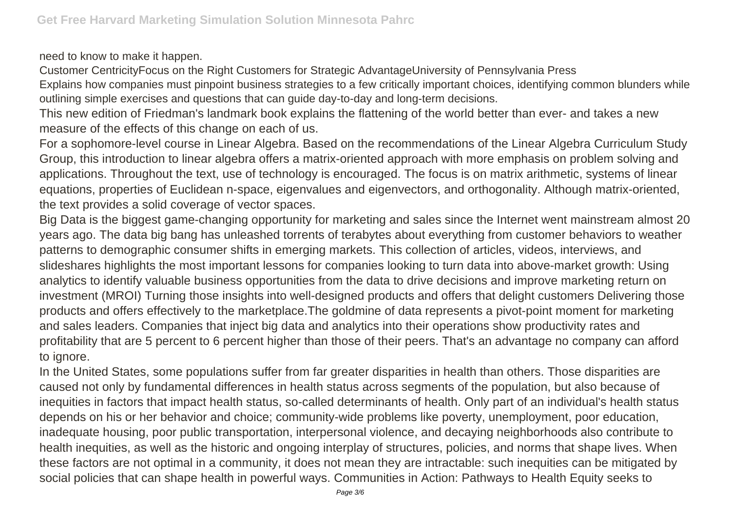need to know to make it happen.

Customer CentricityFocus on the Right Customers for Strategic AdvantageUniversity of Pennsylvania Press

Explains how companies must pinpoint business strategies to a few critically important choices, identifying common blunders while outlining simple exercises and questions that can guide day-to-day and long-term decisions.

This new edition of Friedman's landmark book explains the flattening of the world better than ever- and takes a new measure of the effects of this change on each of us.

For a sophomore-level course in Linear Algebra. Based on the recommendations of the Linear Algebra Curriculum Study Group, this introduction to linear algebra offers a matrix-oriented approach with more emphasis on problem solving and applications. Throughout the text, use of technology is encouraged. The focus is on matrix arithmetic, systems of linear equations, properties of Euclidean n-space, eigenvalues and eigenvectors, and orthogonality. Although matrix-oriented, the text provides a solid coverage of vector spaces.

Big Data is the biggest game-changing opportunity for marketing and sales since the Internet went mainstream almost 20 years ago. The data big bang has unleashed torrents of terabytes about everything from customer behaviors to weather patterns to demographic consumer shifts in emerging markets. This collection of articles, videos, interviews, and slideshares highlights the most important lessons for companies looking to turn data into above-market growth: Using analytics to identify valuable business opportunities from the data to drive decisions and improve marketing return on investment (MROI) Turning those insights into well-designed products and offers that delight customers Delivering those products and offers effectively to the marketplace.The goldmine of data represents a pivot-point moment for marketing and sales leaders. Companies that inject big data and analytics into their operations show productivity rates and profitability that are 5 percent to 6 percent higher than those of their peers. That's an advantage no company can afford to ignore.

In the United States, some populations suffer from far greater disparities in health than others. Those disparities are caused not only by fundamental differences in health status across segments of the population, but also because of inequities in factors that impact health status, so-called determinants of health. Only part of an individual's health status depends on his or her behavior and choice; community-wide problems like poverty, unemployment, poor education, inadequate housing, poor public transportation, interpersonal violence, and decaying neighborhoods also contribute to health inequities, as well as the historic and ongoing interplay of structures, policies, and norms that shape lives. When these factors are not optimal in a community, it does not mean they are intractable: such inequities can be mitigated by social policies that can shape health in powerful ways. Communities in Action: Pathways to Health Equity seeks to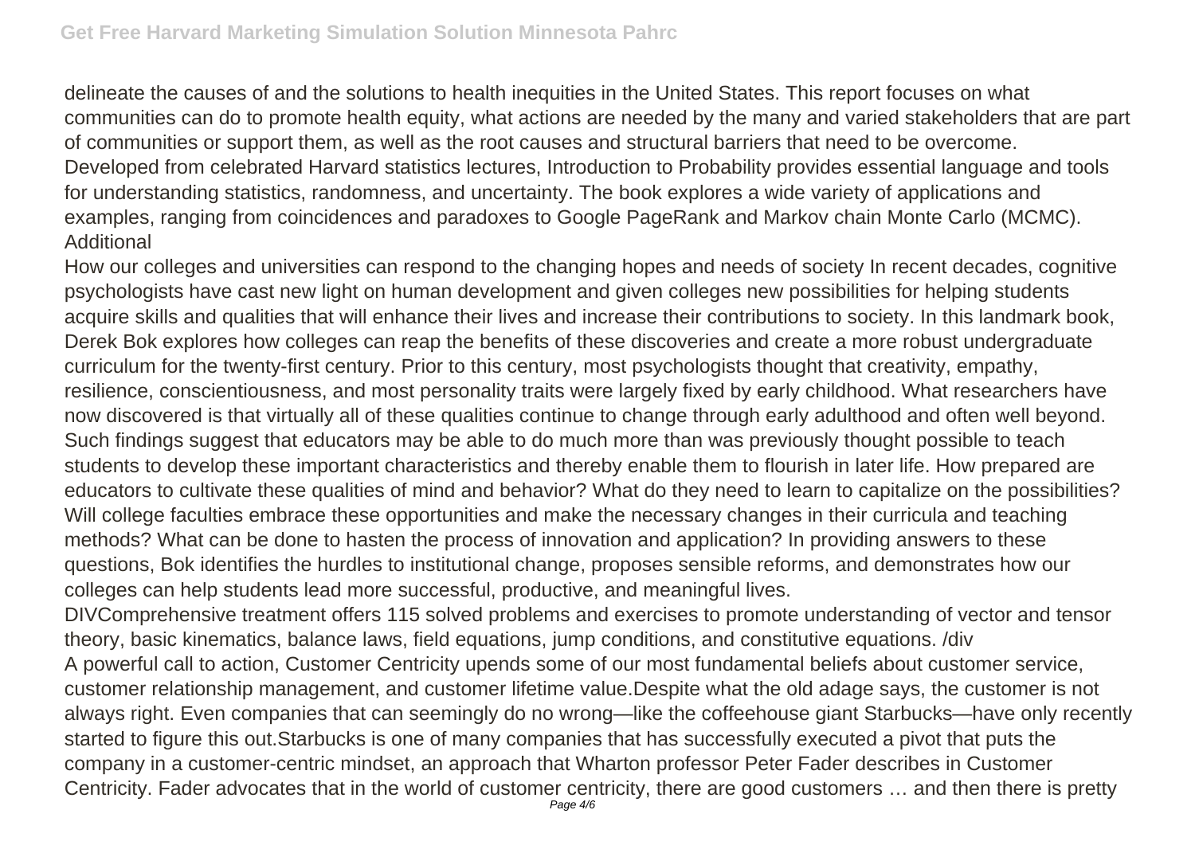delineate the causes of and the solutions to health inequities in the United States. This report focuses on what communities can do to promote health equity, what actions are needed by the many and varied stakeholders that are part of communities or support them, as well as the root causes and structural barriers that need to be overcome.
Developed from celebrated Harvard statistics lectures, Introduction to Probability provides essential language and tools for understanding statistics, randomness, and uncertainty. The book explores a wide variety of applications and examples, ranging from coincidences and paradoxes to Google PageRank and Markov chain Monte Carlo (MCMC). Additional

How our colleges and universities can respond to the changing hopes and needs of society In recent decades, cognitive psychologists have cast new light on human development and given colleges new possibilities for helping students acquire skills and qualities that will enhance their lives and increase their contributions to society. In this landmark book, Derek Bok explores how colleges can reap the benefits of these discoveries and create a more robust undergraduate curriculum for the twenty-first century. Prior to this century, most psychologists thought that creativity, empathy, resilience, conscientiousness, and most personality traits were largely fixed by early childhood. What researchers have now discovered is that virtually all of these qualities continue to change through early adulthood and often well beyond. Such findings suggest that educators may be able to do much more than was previously thought possible to teach students to develop these important characteristics and thereby enable them to flourish in later life. How prepared are educators to cultivate these qualities of mind and behavior? What do they need to learn to capitalize on the possibilities? Will college faculties embrace these opportunities and make the necessary changes in their curricula and teaching methods? What can be done to hasten the process of innovation and application? In providing answers to these questions, Bok identifies the hurdles to institutional change, proposes sensible reforms, and demonstrates how our colleges can help students lead more successful, productive, and meaningful lives.

DIVComprehensive treatment offers 115 solved problems and exercises to promote understanding of vector and tensor theory, basic kinematics, balance laws, field equations, jump conditions, and constitutive equations. /div

A powerful call to action, Customer Centricity upends some of our most fundamental beliefs about customer service, customer relationship management, and customer lifetime value.Despite what the old adage says, the customer is not always right. Even companies that can seemingly do no wrong—like the coffeehouse giant Starbucks—have only recently started to figure this out.Starbucks is one of many companies that has successfully executed a pivot that puts the company in a customer-centric mindset, an approach that Wharton professor Peter Fader describes in Customer Centricity. Fader advocates that in the world of customer centricity, there are good customers … and then there is pretty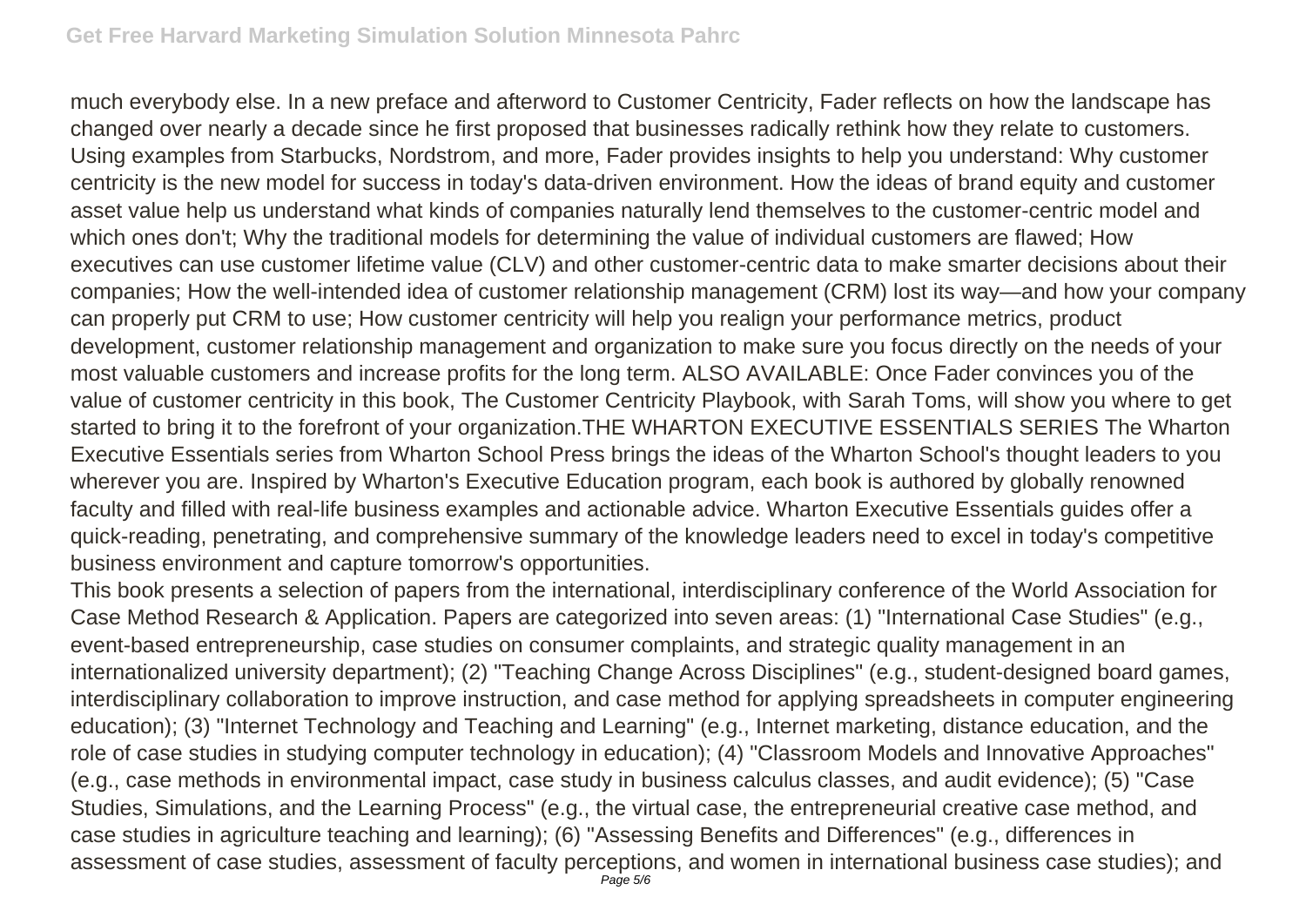much everybody else. In a new preface and afterword to Customer Centricity, Fader reflects on how the landscape has changed over nearly a decade since he first proposed that businesses radically rethink how they relate to customers. Using examples from Starbucks, Nordstrom, and more, Fader provides insights to help you understand: Why customer centricity is the new model for success in today's data-driven environment. How the ideas of brand equity and customer asset value help us understand what kinds of companies naturally lend themselves to the customer-centric model and which ones don't; Why the traditional models for determining the value of individual customers are flawed; How executives can use customer lifetime value (CLV) and other customer-centric data to make smarter decisions about their companies; How the well-intended idea of customer relationship management (CRM) lost its way—and how your company can properly put CRM to use; How customer centricity will help you realign your performance metrics, product development, customer relationship management and organization to make sure you focus directly on the needs of your most valuable customers and increase profits for the long term. ALSO AVAILABLE: Once Fader convinces you of the value of customer centricity in this book, The Customer Centricity Playbook, with Sarah Toms, will show you where to get started to bring it to the forefront of your organization.THE WHARTON EXECUTIVE ESSENTIALS SERIES The Wharton Executive Essentials series from Wharton School Press brings the ideas of the Wharton School's thought leaders to you wherever you are. Inspired by Wharton's Executive Education program, each book is authored by globally renowned faculty and filled with real-life business examples and actionable advice. Wharton Executive Essentials guides offer a quick-reading, penetrating, and comprehensive summary of the knowledge leaders need to excel in today's competitive business environment and capture tomorrow's opportunities.

This book presents a selection of papers from the international, interdisciplinary conference of the World Association for Case Method Research & Application. Papers are categorized into seven areas: (1) "International Case Studies" (e.g., event-based entrepreneurship, case studies on consumer complaints, and strategic quality management in an internationalized university department); (2) "Teaching Change Across Disciplines" (e.g., student-designed board games, interdisciplinary collaboration to improve instruction, and case method for applying spreadsheets in computer engineering education); (3) "Internet Technology and Teaching and Learning" (e.g., Internet marketing, distance education, and the role of case studies in studying computer technology in education); (4) "Classroom Models and Innovative Approaches" (e.g., case methods in environmental impact, case study in business calculus classes, and audit evidence); (5) "Case Studies, Simulations, and the Learning Process" (e.g., the virtual case, the entrepreneurial creative case method, and case studies in agriculture teaching and learning); (6) "Assessing Benefits and Differences" (e.g., differences in assessment of case studies, assessment of faculty perceptions, and women in international business case studies); and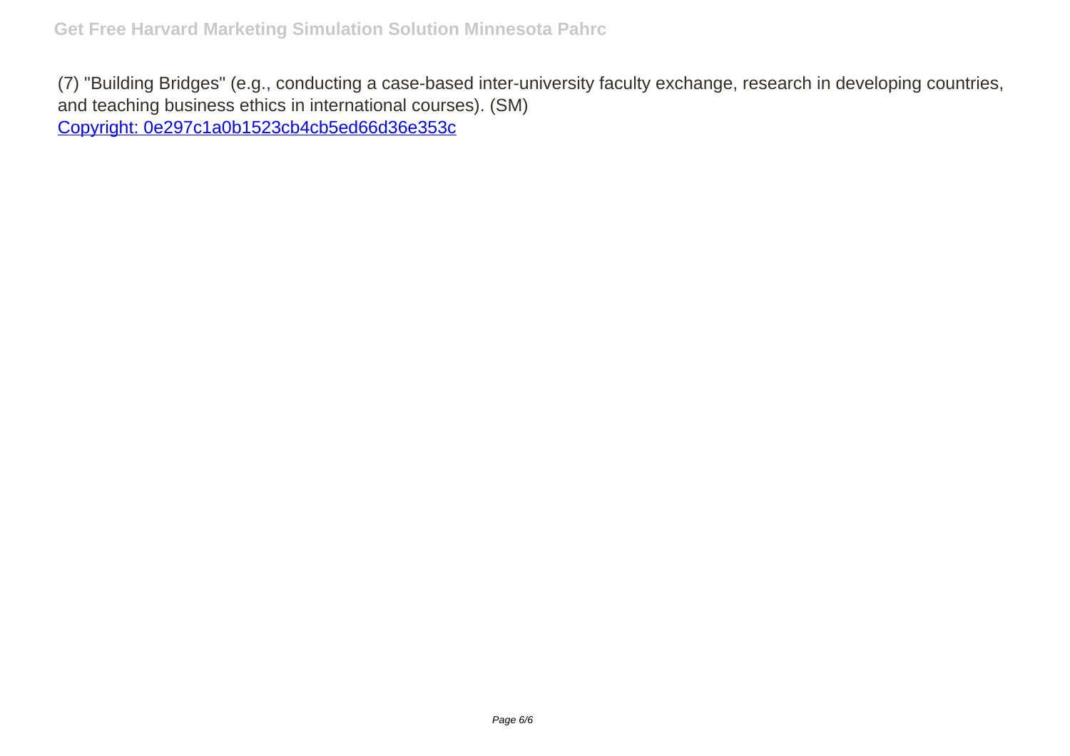(7) "Building Bridges" (e.g., conducting a case-based inter-university faculty exchange, research in developing countries, and teaching business ethics in international courses). (SM)

Copyright: 0e297c1a0b1523cb4cb5ed66d36e353c